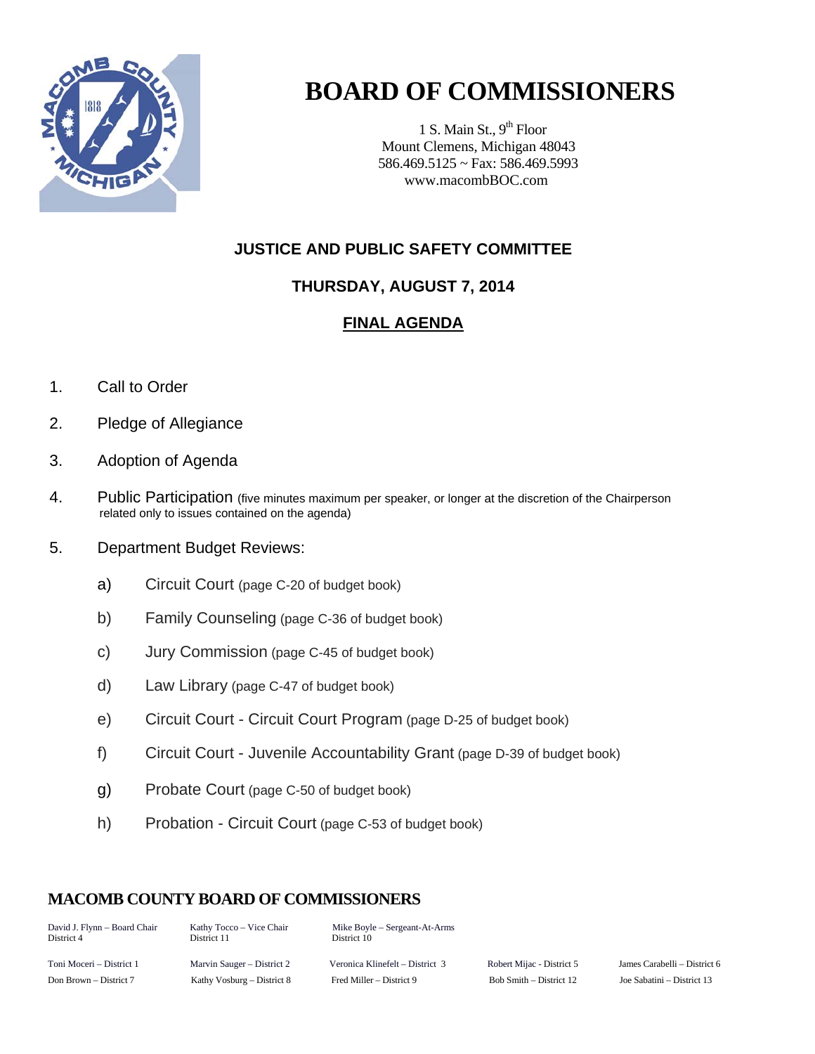# BOARD OF COMMISSIONERS

1 S. Main St., 9th Floor
Mount Clemens, Michigan 48043
586.469.5125 ~ Fax: 586.469.5993
www.macombBOC.com

## JUSTICE AND PUBLIC SAFETY COMMITTEE

### THURSDAY, AUGUST 7, 2014

### FINAL AGENDA

1. Call to Order
2. Pledge of Allegiance
3. Adoption of Agenda
4. Public Participation (five minutes maximum per speaker, or longer at the discretion of the Chairperson related only to issues contained on the agenda)
5. Department Budget Reviews:
   a) Circuit Court (page C-20 of budget book)
   b) Family Counseling (page C-36 of budget book)
   c) Jury Commission (page C-45 of budget book)
   d) Law Library (page C-47 of budget book)
   e) Circuit Court - Circuit Court Program (page D-25 of budget book)
   f) Circuit Court - Juvenile Accountability Grant (page D-39 of budget book)
   g) Probate Court (page C-50 of budget book)
   h) Probation - Circuit Court (page C-53 of budget book)

**MACOMB COUNTY BOARD OF COMMISSIONERS**

| | | | | |
|---|---|---|---|---|
| David J. Flynn – Board Chair District 4 | Kathy Tocco – Vice Chair District 11 | Mike Boyle – Sergeant-At-Arms District 10 | | |
| Toni Moceri – District 1 | Marvin Sauger – District 2 | Veronica Klinefelt – District 3 | Robert Mijac - District 5 | James Carabelli – District 6 |
| Don Brown – District 7 | Kathy Vosburg – District 8 | Fred Miller – District 9 | Bob Smith – District 12 | Joe Sabatini – District 13 |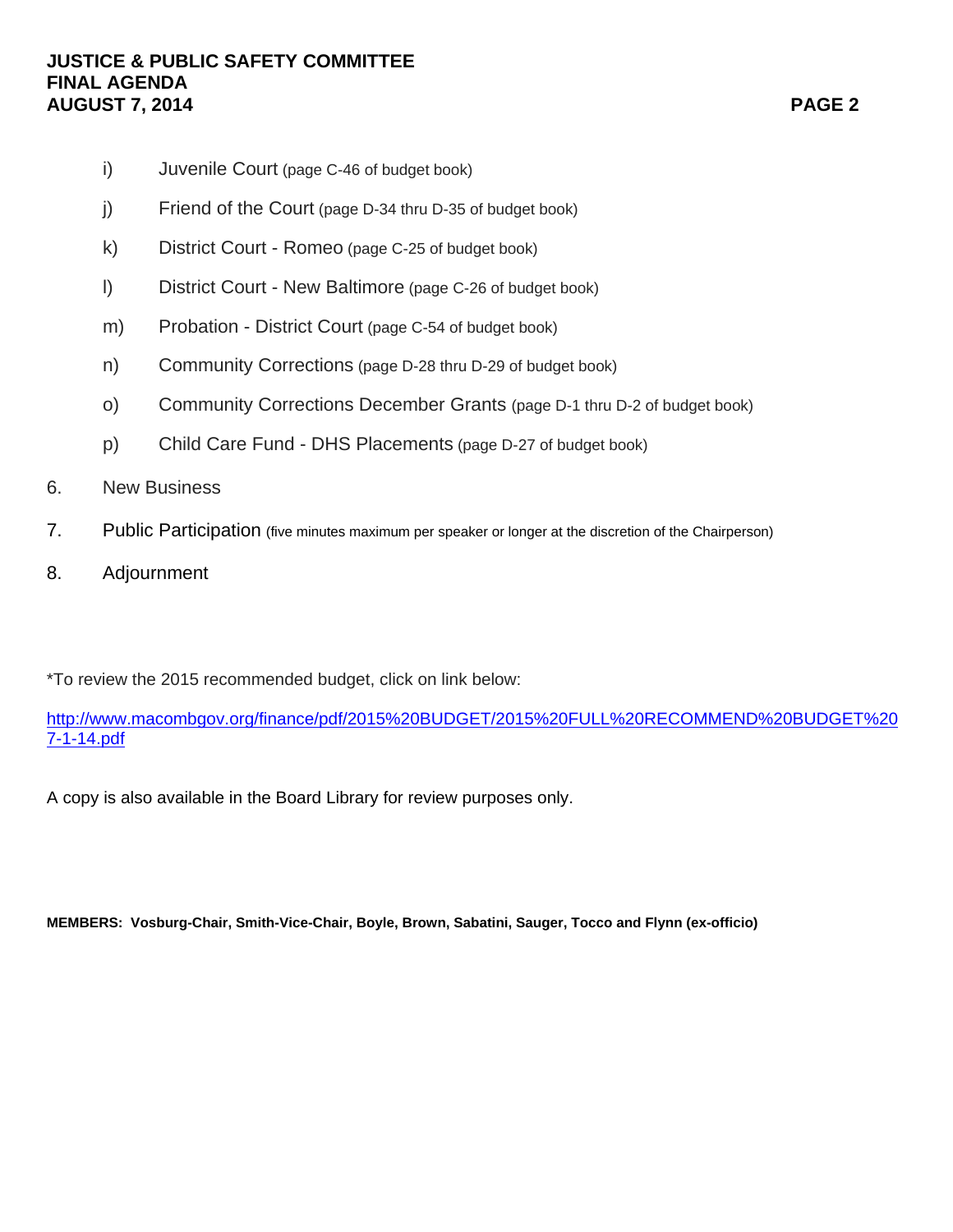i) Juvenile Court (page C-46 of budget book)

j) Friend of the Court (page D-34 thru D-35 of budget book)

k) District Court - Romeo (page C-25 of budget book)

l) District Court - New Baltimore (page C-26 of budget book)

m) Probation - District Court (page C-54 of budget book)

n) Community Corrections (page D-28 thru D-29 of budget book)

o) Community Corrections December Grants (page D-1 thru D-2 of budget book)

p) Child Care Fund - DHS Placements (page D-27 of budget book)

6. New Business

7. Public Participation (five minutes maximum per speaker or longer at the discretion of the Chairperson)

8. Adjournment

*To review the 2015 recommended budget, click on link below:

http://www.macombgov.org/finance/pdf/2015%20BUDGET/2015%20FULL%20RECOMMEND%20BUDGET%207-1-14.pdf

A copy is also available in the Board Library for review purposes only.

**MEMBERS: Vosburg-Chair, Smith-Vice-Chair, Boyle, Brown, Sabatini, Sauger, Tocco and Flynn (ex-officio)**